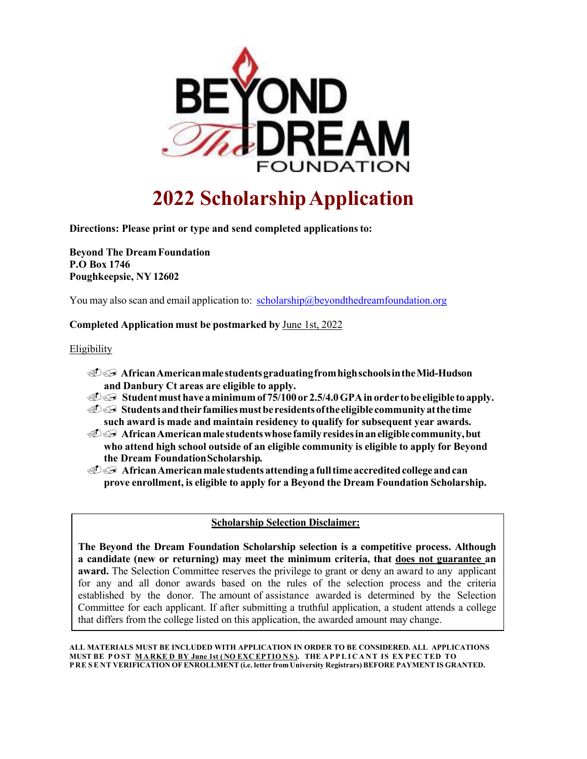# 2022 Scholarship Application

**Directions: Please print or type and send completed applications to:**

**Beyond The Dream Foundation**
**P.O Box 1746**
**Poughkeepsie, NY 12602**

You may also scan and email application to: scholarship@beyondthedreamfoundation.org

**Completed Application must be postmarked by** June 1st, 2022

Eligibility

- **African American male students graduating from high schools in the Mid-Hudson and Danbury Ct areas are eligible to apply.**
- **Student must have a minimum of 75/100 or 2.5/4.0 GPA in order to be eligible to apply.**
- **Students and their families must be residents of the eligible community at the time such award is made and maintain residency to qualify for subsequent year awards.**
- **African American male students whose family resides in an eligible community, but who attend high school outside of an eligible community is eligible to apply for Beyond the Dream Foundation Scholarship.**
- **African American male students attending a full time accredited college and can prove enrollment, is eligible to apply for a Beyond the Dream Foundation Scholarship.**

**Scholarship Selection Disclaimer:**

**The Beyond the Dream Foundation Scholarship selection is a competitive process. Although a candidate (new or returning) may meet the minimum criteria, that does not guarantee an award.** The Selection Committee reserves the privilege to grant or deny an award to any applicant for any and all donor awards based on the rules of the selection process and the criteria established by the donor. The amount of assistance awarded is determined by the Selection Committee for each applicant. If after submitting a truthful application, a student attends a college that differs from the college listed on this application, the awarded amount may change.

**ALL MATERIALS MUST BE INCLUDED WITH APPLICATION IN ORDER TO BE CONSIDERED. ALL APPLICATIONS MUST BE POST MARKED BY June 1st (NO EXCEPTIONS). THE APPLICANT IS EXPECTED TO PRESENT VERIFICATION OF ENROLLMENT (i.e. letter from University Registrars) BEFORE PAYMENT IS GRANTED.**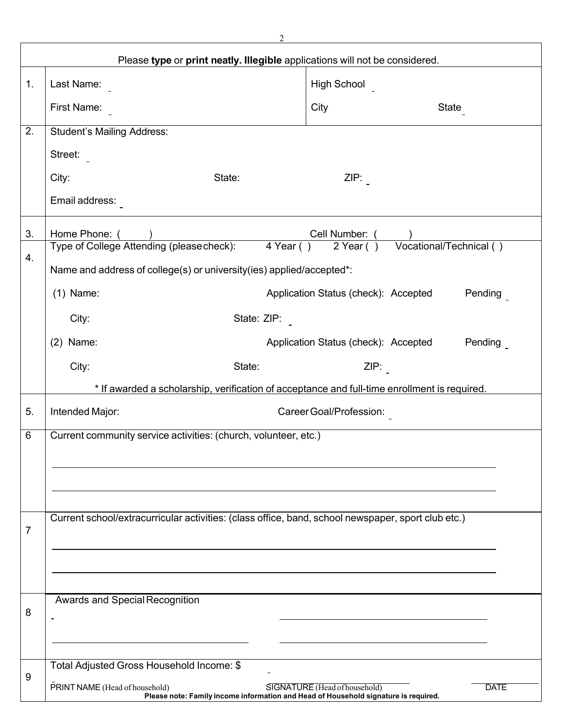Please **type** or **print neatly. Illegible** applications will not be considered.

| | | |
|---|---|---|
| 1. | Last Name: <br> First Name: | High School <br> City State |
| 2. | Student's Mailing Address: <br> Street: <br> City: State: ZIP: <br> Email address: | |
| 3. | Home Phone: ( ) | Cell Number: ( ) |
| 4. | Type of College Attending (please check): 4 Year ( ) 2 Year ( ) Vocational/Technical ( ) <br> Name and address of college(s) or university(ies) applied/accepted*: <br> (1) Name: Application Status (check): Accepted Pending <br> City: State: ZIP: <br> (2) Name: Application Status (check): Accepted Pending <br> City: State: ZIP: <br> * If awarded a scholarship, verification of acceptance and full-time enrollment is required. | |
| 5. | Intended Major: | Career Goal/Profession: |
| 6 | Current community service activities: (church, volunteer, etc.) | |
| 7 | Current school/extracurricular activities: (class office, band, school newspaper, sport club etc.) | |
| 8 | Awards and Special Recognition | |
| 9 | Total Adjusted Gross Household Income: $ <br> PRINT NAME (Head of household) SIGNATURE (Head of household) DATE <br> **Please note: Family income information and Head of Household signature is required.** | |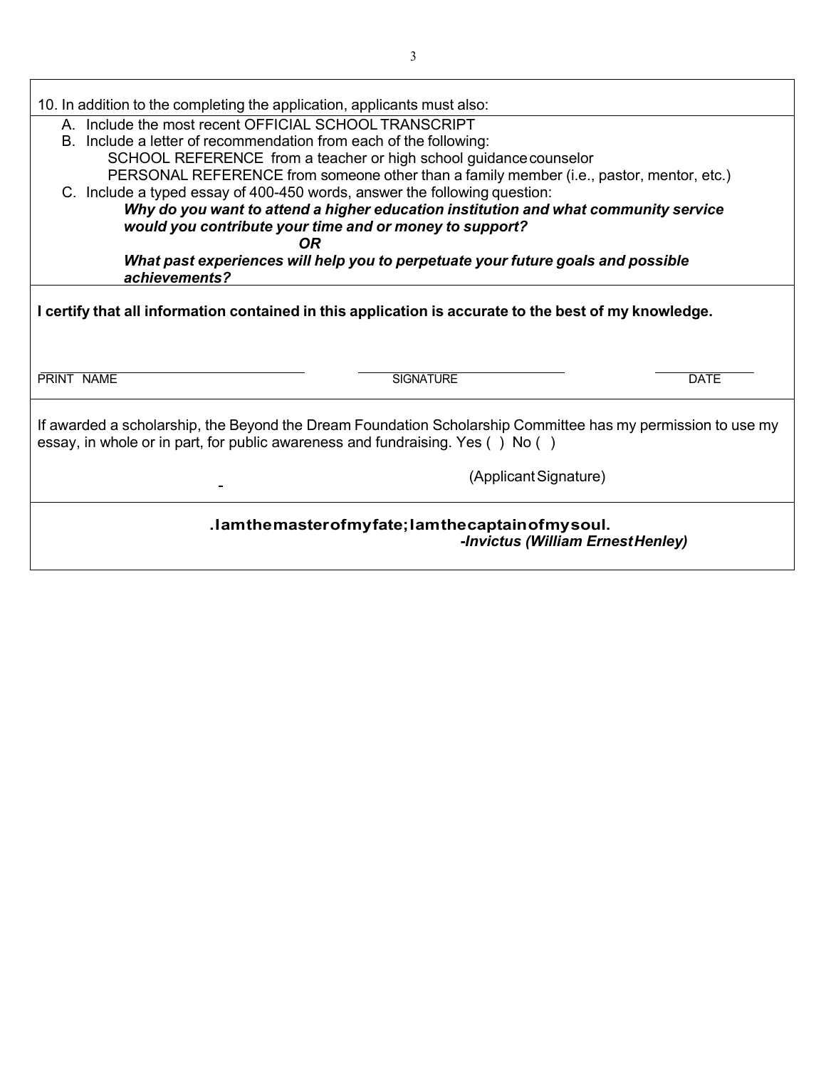10. In addition to the completing the application, applicants must also:

A. Include the most recent OFFICIAL SCHOOL TRANSCRIPT

B. Include a letter of recommendation from each of the following:
   - SCHOOL REFERENCE from a teacher or high school guidance counselor
   - PERSONAL REFERENCE from someone other than a family member (i.e., pastor, mentor, etc.)

C. Include a typed essay of 400-450 words, answer the following question:

***Why do you want to attend a higher education institution and what community service would you contribute your time and or money to support?***

***OR***

***What past experiences will help you to perpetuate your future goals and possible achievements?***

**I certify that all information contained in this application is accurate to the best of my knowledge.**

| | | |
|---|---|---|
| PRINT NAME | SIGNATURE | DATE |

If awarded a scholarship, the Beyond the Dream Foundation Scholarship Committee has my permission to use my essay, in whole or in part, for public awareness and fundraising. Yes ( ) No ( )

(Applicant Signature)

**.Iamthemasterofmyfate;Iamthecaptainofmysoul.**

***-Invictus (William Ernest Henley)***